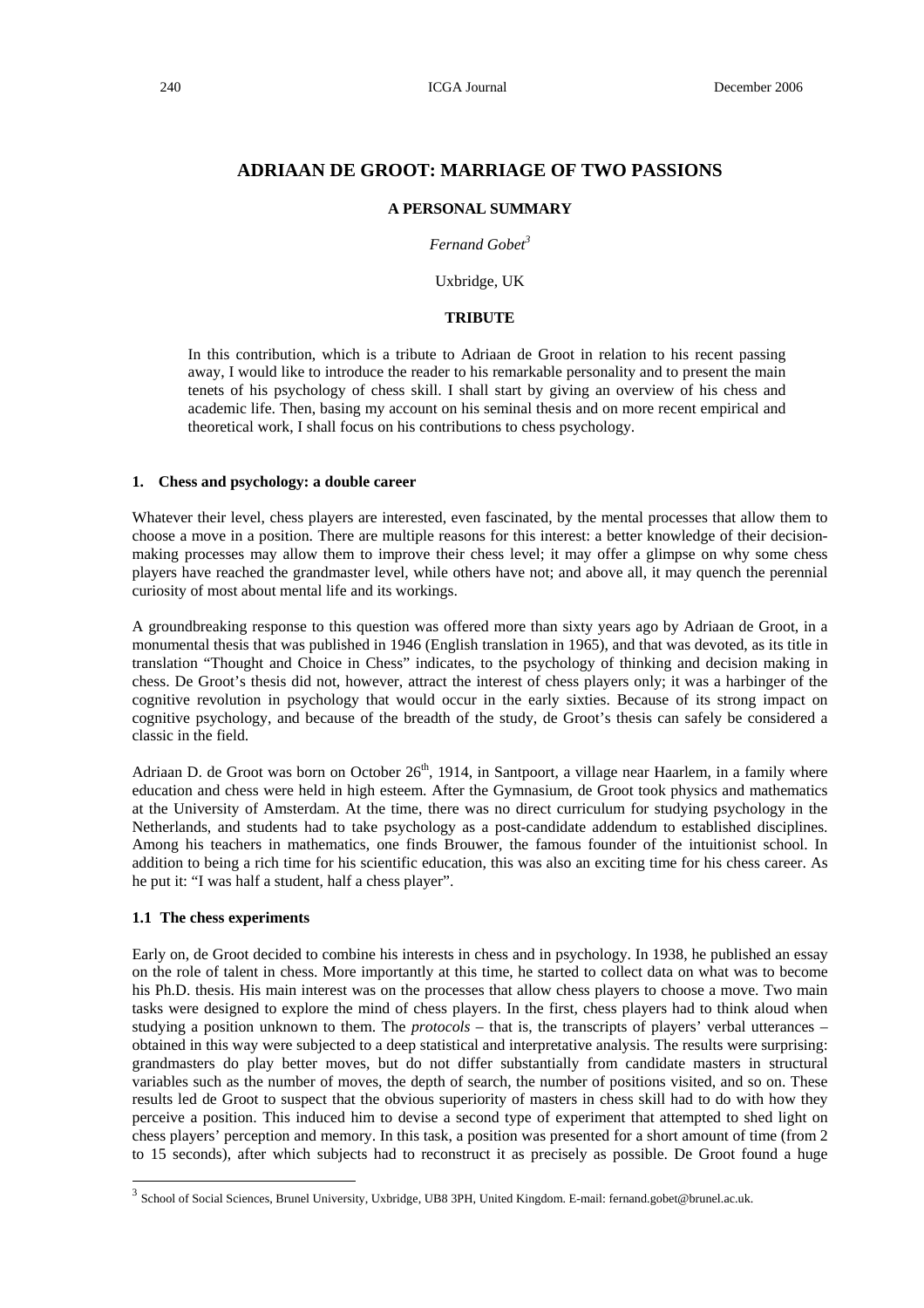# ADRIAAN DE GROOT: MARRIAGE OF TWO PASSIONS

**A PERSONAL SUMMARY**

*Fernand Gobet*[3]

Uxbridge, UK

**TRIBUTE**

In this contribution, which is a tribute to Adriaan de Groot in relation to his recent passing away, I would like to introduce the reader to his remarkable personality and to present the main tenets of his psychology of chess skill. I shall start by giving an overview of his chess and academic life. Then, basing my account on his seminal thesis and on more recent empirical and theoretical work, I shall focus on his contributions to chess psychology.

## 1. Chess and psychology: a double career

Whatever their level, chess players are interested, even fascinated, by the mental processes that allow them to choose a move in a position. There are multiple reasons for this interest: a better knowledge of their decision-making processes may allow them to improve their chess level; it may offer a glimpse on why some chess players have reached the grandmaster level, while others have not; and above all, it may quench the perennial curiosity of most about mental life and its workings.

A groundbreaking response to this question was offered more than sixty years ago by Adriaan de Groot, in a monumental thesis that was published in 1946 (English translation in 1965), and that was devoted, as its title in translation "Thought and Choice in Chess" indicates, to the psychology of thinking and decision making in chess. De Groot's thesis did not, however, attract the interest of chess players only; it was a harbinger of the cognitive revolution in psychology that would occur in the early sixties. Because of its strong impact on cognitive psychology, and because of the breadth of the study, de Groot's thesis can safely be considered a classic in the field.

Adriaan D. de Groot was born on October 26th, 1914, in Santpoort, a village near Haarlem, in a family where education and chess were held in high esteem. After the Gymnasium, de Groot took physics and mathematics at the University of Amsterdam. At the time, there was no direct curriculum for studying psychology in the Netherlands, and students had to take psychology as a post-candidate addendum to established disciplines. Among his teachers in mathematics, one finds Brouwer, the famous founder of the intuitionist school. In addition to being a rich time for his scientific education, this was also an exciting time for his chess career. As he put it: "I was half a student, half a chess player".

### 1.1 The chess experiments

Early on, de Groot decided to combine his interests in chess and in psychology. In 1938, he published an essay on the role of talent in chess. More importantly at this time, he started to collect data on what was to become his Ph.D. thesis. His main interest was on the processes that allow chess players to choose a move. Two main tasks were designed to explore the mind of chess players. In the first, chess players had to think aloud when studying a position unknown to them. The *protocols* – that is, the transcripts of players' verbal utterances – obtained in this way were subjected to a deep statistical and interpretative analysis. The results were surprising: grandmasters do play better moves, but do not differ substantially from candidate masters in structural variables such as the number of moves, the depth of search, the number of positions visited, and so on. These results led de Groot to suspect that the obvious superiority of masters in chess skill had to do with how they perceive a position. This induced him to devise a second type of experiment that attempted to shed light on chess players' perception and memory. In this task, a position was presented for a short amount of time (from 2 to 15 seconds), after which subjects had to reconstruct it as precisely as possible. De Groot found a huge

[3] School of Social Sciences, Brunel University, Uxbridge, UB8 3PH, United Kingdom. E-mail: fernand.gobet@brunel.ac.uk.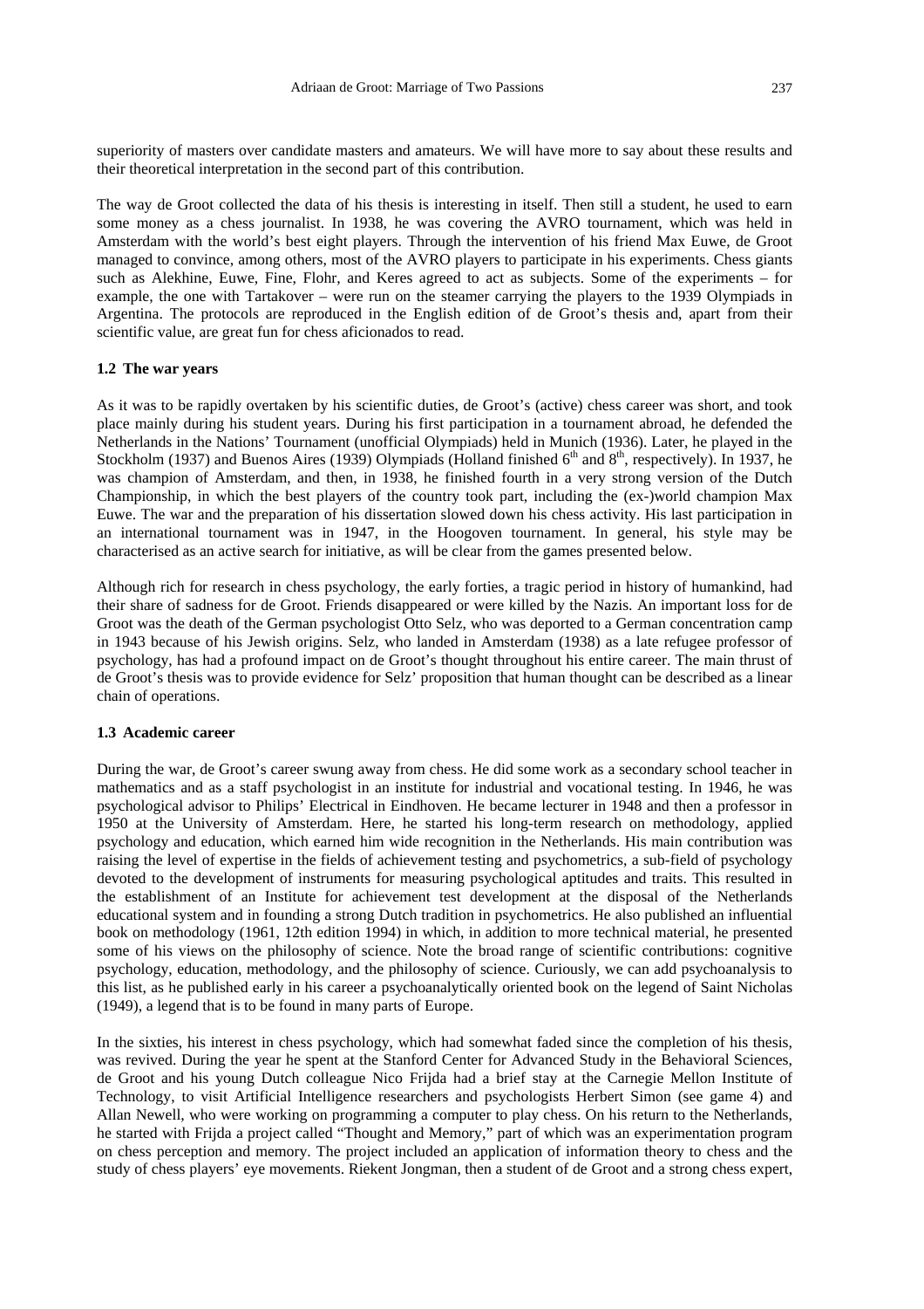superiority of masters over candidate masters and amateurs. We will have more to say about these results and their theoretical interpretation in the second part of this contribution.

The way de Groot collected the data of his thesis is interesting in itself. Then still a student, he used to earn some money as a chess journalist. In 1938, he was covering the AVRO tournament, which was held in Amsterdam with the world's best eight players. Through the intervention of his friend Max Euwe, de Groot managed to convince, among others, most of the AVRO players to participate in his experiments. Chess giants such as Alekhine, Euwe, Fine, Flohr, and Keres agreed to act as subjects. Some of the experiments – for example, the one with Tartakover – were run on the steamer carrying the players to the 1939 Olympiads in Argentina. The protocols are reproduced in the English edition of de Groot's thesis and, apart from their scientific value, are great fun for chess aficionados to read.

### 1.2 The war years

As it was to be rapidly overtaken by his scientific duties, de Groot's (active) chess career was short, and took place mainly during his student years. During his first participation in a tournament abroad, he defended the Netherlands in the Nations' Tournament (unofficial Olympiads) held in Munich (1936). Later, he played in the Stockholm (1937) and Buenos Aires (1939) Olympiads (Holland finished 6th and 8th, respectively). In 1937, he was champion of Amsterdam, and then, in 1938, he finished fourth in a very strong version of the Dutch Championship, in which the best players of the country took part, including the (ex-)world champion Max Euwe. The war and the preparation of his dissertation slowed down his chess activity. His last participation in an international tournament was in 1947, in the Hoogoven tournament. In general, his style may be characterised as an active search for initiative, as will be clear from the games presented below.

Although rich for research in chess psychology, the early forties, a tragic period in history of humankind, had their share of sadness for de Groot. Friends disappeared or were killed by the Nazis. An important loss for de Groot was the death of the German psychologist Otto Selz, who was deported to a German concentration camp in 1943 because of his Jewish origins. Selz, who landed in Amsterdam (1938) as a late refugee professor of psychology, has had a profound impact on de Groot's thought throughout his entire career. The main thrust of de Groot's thesis was to provide evidence for Selz' proposition that human thought can be described as a linear chain of operations.

### 1.3 Academic career

During the war, de Groot's career swung away from chess. He did some work as a secondary school teacher in mathematics and as a staff psychologist in an institute for industrial and vocational testing. In 1946, he was psychological advisor to Philips' Electrical in Eindhoven. He became lecturer in 1948 and then a professor in 1950 at the University of Amsterdam. Here, he started his long-term research on methodology, applied psychology and education, which earned him wide recognition in the Netherlands. His main contribution was raising the level of expertise in the fields of achievement testing and psychometrics, a sub-field of psychology devoted to the development of instruments for measuring psychological aptitudes and traits. This resulted in the establishment of an Institute for achievement test development at the disposal of the Netherlands educational system and in founding a strong Dutch tradition in psychometrics. He also published an influential book on methodology (1961, 12th edition 1994) in which, in addition to more technical material, he presented some of his views on the philosophy of science. Note the broad range of scientific contributions: cognitive psychology, education, methodology, and the philosophy of science. Curiously, we can add psychoanalysis to this list, as he published early in his career a psychoanalytically oriented book on the legend of Saint Nicholas (1949), a legend that is to be found in many parts of Europe.

In the sixties, his interest in chess psychology, which had somewhat faded since the completion of his thesis, was revived. During the year he spent at the Stanford Center for Advanced Study in the Behavioral Sciences, de Groot and his young Dutch colleague Nico Frijda had a brief stay at the Carnegie Mellon Institute of Technology, to visit Artificial Intelligence researchers and psychologists Herbert Simon (see game 4) and Allan Newell, who were working on programming a computer to play chess. On his return to the Netherlands, he started with Frijda a project called "Thought and Memory," part of which was an experimentation program on chess perception and memory. The project included an application of information theory to chess and the study of chess players' eye movements. Riekent Jongman, then a student of de Groot and a strong chess expert,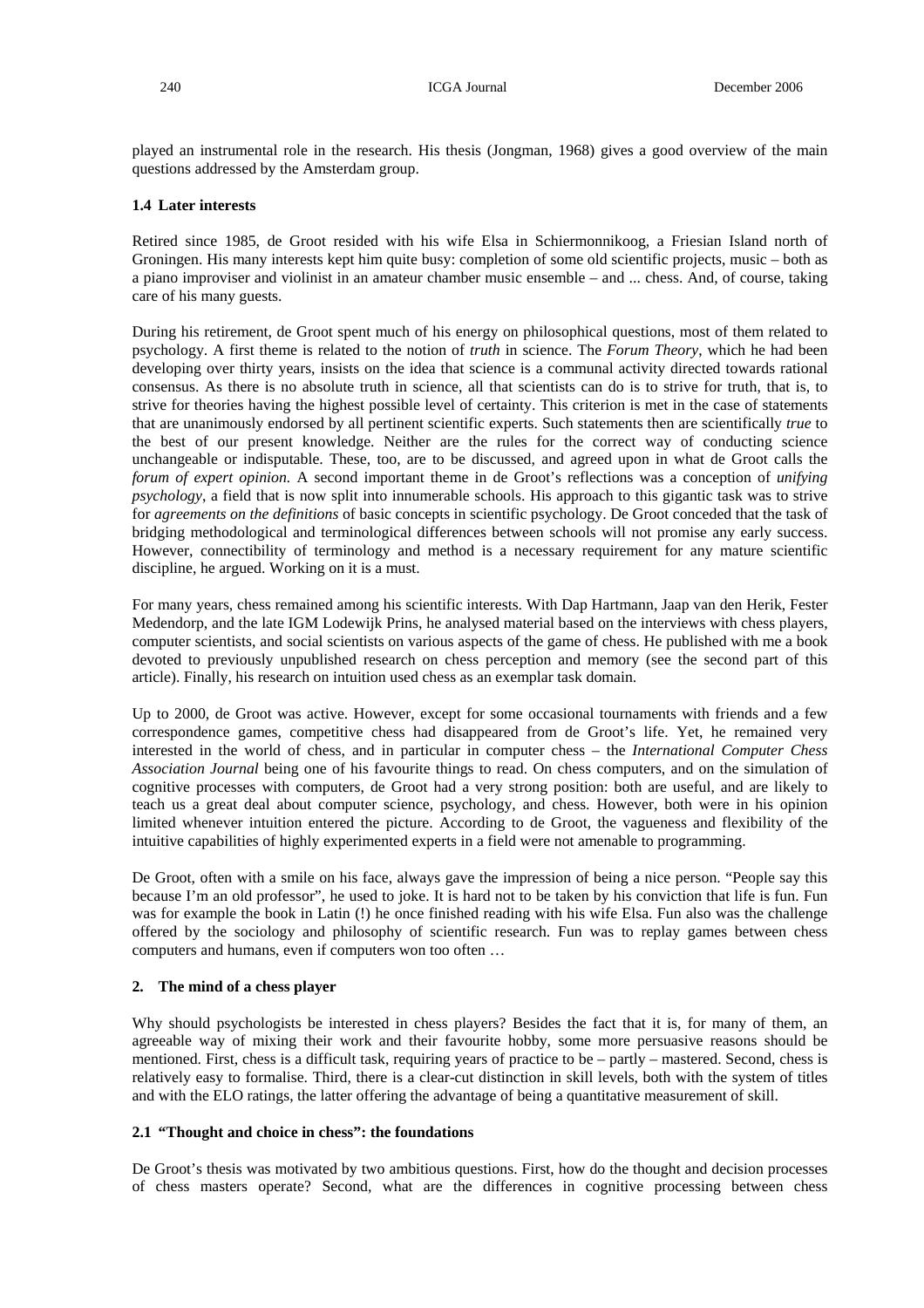played an instrumental role in the research. His thesis (Jongman, 1968) gives a good overview of the main questions addressed by the Amsterdam group.

### 1.4 Later interests

Retired since 1985, de Groot resided with his wife Elsa in Schiermonnikoog, a Friesian Island north of Groningen. His many interests kept him quite busy: completion of some old scientific projects, music – both as a piano improviser and violinist in an amateur chamber music ensemble – and ... chess. And, of course, taking care of his many guests.

During his retirement, de Groot spent much of his energy on philosophical questions, most of them related to psychology. A first theme is related to the notion of *truth* in science. The *Forum Theory*, which he had been developing over thirty years, insists on the idea that science is a communal activity directed towards rational consensus. As there is no absolute truth in science, all that scientists can do is to strive for truth, that is, to strive for theories having the highest possible level of certainty. This criterion is met in the case of statements that are unanimously endorsed by all pertinent scientific experts. Such statements then are scientifically *true* to the best of our present knowledge. Neither are the rules for the correct way of conducting science unchangeable or indisputable. These, too, are to be discussed, and agreed upon in what de Groot calls the *forum of expert opinion.* A second important theme in de Groot's reflections was a conception of *unifying psychology*, a field that is now split into innumerable schools. His approach to this gigantic task was to strive for *agreements on the definitions* of basic concepts in scientific psychology. De Groot conceded that the task of bridging methodological and terminological differences between schools will not promise any early success. However, connectibility of terminology and method is a necessary requirement for any mature scientific discipline, he argued. Working on it is a must.

For many years, chess remained among his scientific interests. With Dap Hartmann, Jaap van den Herik, Fester Medendorp, and the late IGM Lodewijk Prins, he analysed material based on the interviews with chess players, computer scientists, and social scientists on various aspects of the game of chess. He published with me a book devoted to previously unpublished research on chess perception and memory (see the second part of this article). Finally, his research on intuition used chess as an exemplar task domain.

Up to 2000, de Groot was active. However, except for some occasional tournaments with friends and a few correspondence games, competitive chess had disappeared from de Groot's life. Yet, he remained very interested in the world of chess, and in particular in computer chess – the *International Computer Chess Association Journal* being one of his favourite things to read. On chess computers, and on the simulation of cognitive processes with computers, de Groot had a very strong position: both are useful, and are likely to teach us a great deal about computer science, psychology, and chess. However, both were in his opinion limited whenever intuition entered the picture. According to de Groot, the vagueness and flexibility of the intuitive capabilities of highly experimented experts in a field were not amenable to programming.

De Groot, often with a smile on his face, always gave the impression of being a nice person. "People say this because I'm an old professor", he used to joke. It is hard not to be taken by his conviction that life is fun. Fun was for example the book in Latin (!) he once finished reading with his wife Elsa. Fun also was the challenge offered by the sociology and philosophy of scientific research. Fun was to replay games between chess computers and humans, even if computers won too often …

## 2. The mind of a chess player

Why should psychologists be interested in chess players? Besides the fact that it is, for many of them, an agreeable way of mixing their work and their favourite hobby, some more persuasive reasons should be mentioned. First, chess is a difficult task, requiring years of practice to be – partly – mastered. Second, chess is relatively easy to formalise. Third, there is a clear-cut distinction in skill levels, both with the system of titles and with the ELO ratings, the latter offering the advantage of being a quantitative measurement of skill.

### 2.1 "Thought and choice in chess": the foundations

De Groot's thesis was motivated by two ambitious questions. First, how do the thought and decision processes of chess masters operate? Second, what are the differences in cognitive processing between chess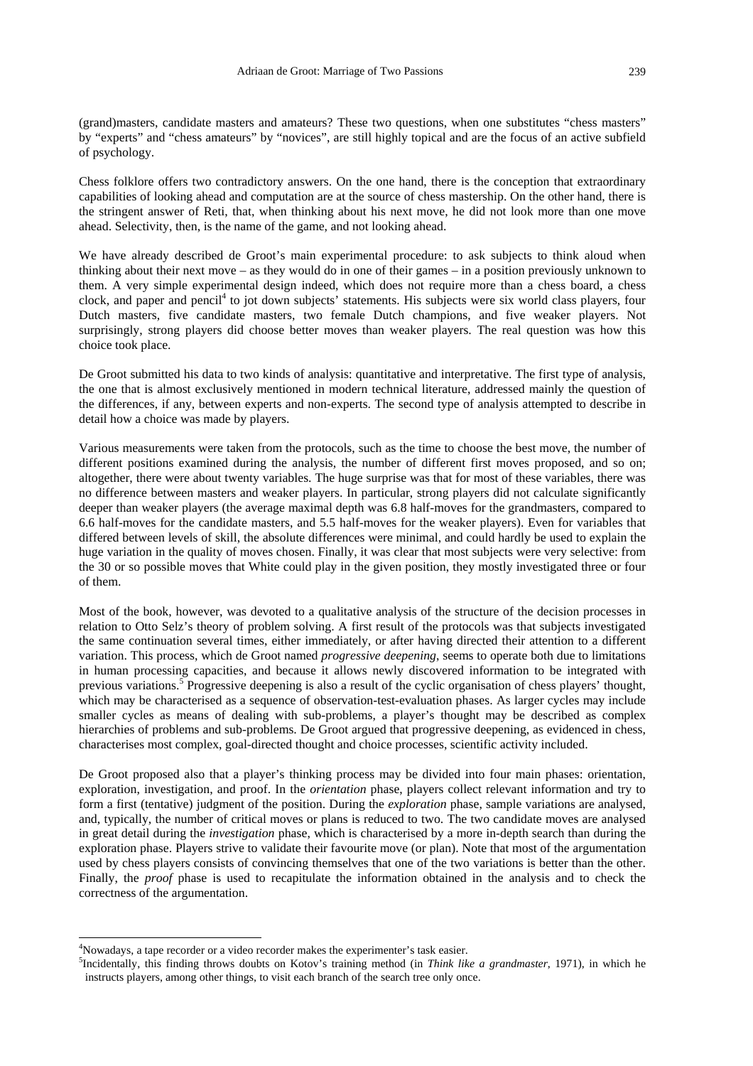(grand)masters, candidate masters and amateurs? These two questions, when one substitutes "chess masters" by "experts" and "chess amateurs" by "novices", are still highly topical and are the focus of an active subfield of psychology.

Chess folklore offers two contradictory answers. On the one hand, there is the conception that extraordinary capabilities of looking ahead and computation are at the source of chess mastership. On the other hand, there is the stringent answer of Reti, that, when thinking about his next move, he did not look more than one move ahead. Selectivity, then, is the name of the game, and not looking ahead.

We have already described de Groot's main experimental procedure: to ask subjects to think aloud when thinking about their next move – as they would do in one of their games – in a position previously unknown to them. A very simple experimental design indeed, which does not require more than a chess board, a chess clock, and paper and pencil[4] to jot down subjects' statements. His subjects were six world class players, four Dutch masters, five candidate masters, two female Dutch champions, and five weaker players. Not surprisingly, strong players did choose better moves than weaker players. The real question was how this choice took place.

De Groot submitted his data to two kinds of analysis: quantitative and interpretative. The first type of analysis, the one that is almost exclusively mentioned in modern technical literature, addressed mainly the question of the differences, if any, between experts and non-experts. The second type of analysis attempted to describe in detail how a choice was made by players.

Various measurements were taken from the protocols, such as the time to choose the best move, the number of different positions examined during the analysis, the number of different first moves proposed, and so on; altogether, there were about twenty variables. The huge surprise was that for most of these variables, there was no difference between masters and weaker players. In particular, strong players did not calculate significantly deeper than weaker players (the average maximal depth was 6.8 half-moves for the grandmasters, compared to 6.6 half-moves for the candidate masters, and 5.5 half-moves for the weaker players). Even for variables that differed between levels of skill, the absolute differences were minimal, and could hardly be used to explain the huge variation in the quality of moves chosen. Finally, it was clear that most subjects were very selective: from the 30 or so possible moves that White could play in the given position, they mostly investigated three or four of them.

Most of the book, however, was devoted to a qualitative analysis of the structure of the decision processes in relation to Otto Selz's theory of problem solving. A first result of the protocols was that subjects investigated the same continuation several times, either immediately, or after having directed their attention to a different variation. This process, which de Groot named *progressive deepening*, seems to operate both due to limitations in human processing capacities, and because it allows newly discovered information to be integrated with previous variations.[5] Progressive deepening is also a result of the cyclic organisation of chess players' thought, which may be characterised as a sequence of observation-test-evaluation phases. As larger cycles may include smaller cycles as means of dealing with sub-problems, a player's thought may be described as complex hierarchies of problems and sub-problems. De Groot argued that progressive deepening, as evidenced in chess, characterises most complex, goal-directed thought and choice processes, scientific activity included.

De Groot proposed also that a player's thinking process may be divided into four main phases: orientation, exploration, investigation, and proof. In the *orientation* phase, players collect relevant information and try to form a first (tentative) judgment of the position. During the *exploration* phase, sample variations are analysed, and, typically, the number of critical moves or plans is reduced to two. The two candidate moves are analysed in great detail during the *investigation* phase, which is characterised by a more in-depth search than during the exploration phase. Players strive to validate their favourite move (or plan). Note that most of the argumentation used by chess players consists of convincing themselves that one of the two variations is better than the other. Finally, the *proof* phase is used to recapitulate the information obtained in the analysis and to check the correctness of the argumentation.

---

[4]Nowadays, a tape recorder or a video recorder makes the experimenter's task easier.

[5]Incidentally, this finding throws doubts on Kotov's training method (in *Think like a grandmaster,* 1971), in which he instructs players, among other things, to visit each branch of the search tree only once.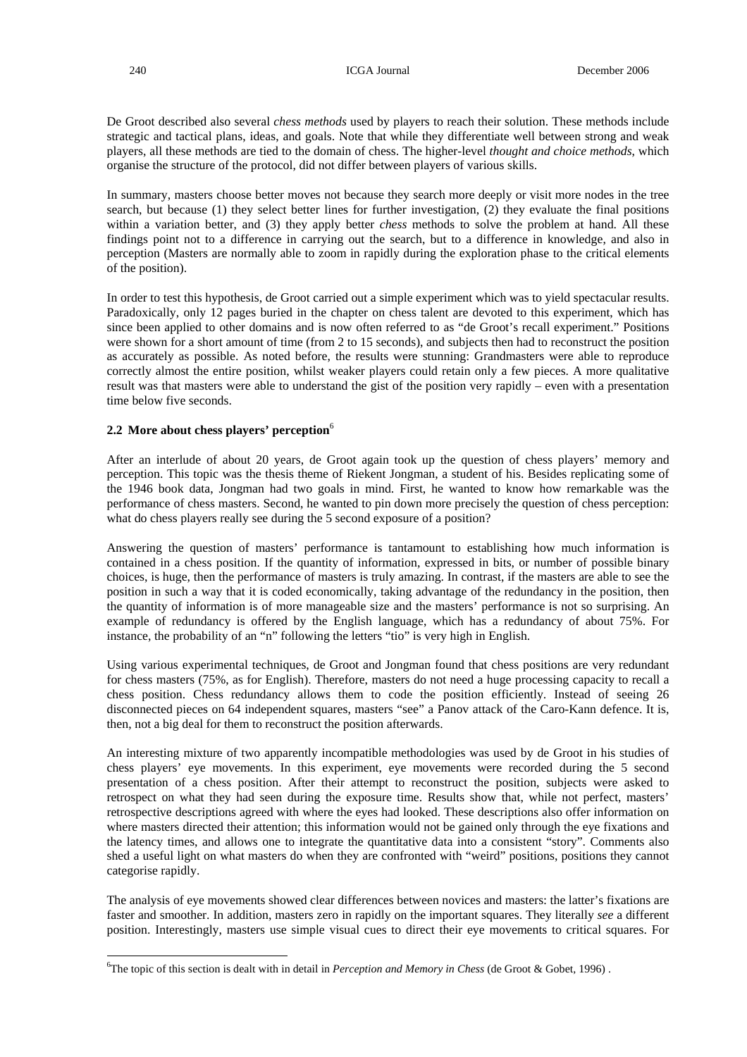De Groot described also several *chess methods* used by players to reach their solution. These methods include strategic and tactical plans, ideas, and goals. Note that while they differentiate well between strong and weak players, all these methods are tied to the domain of chess. The higher-level *thought and choice methods*, which organise the structure of the protocol, did not differ between players of various skills.

In summary, masters choose better moves not because they search more deeply or visit more nodes in the tree search, but because (1) they select better lines for further investigation, (2) they evaluate the final positions within a variation better, and (3) they apply better *chess* methods to solve the problem at hand. All these findings point not to a difference in carrying out the search, but to a difference in knowledge, and also in perception (Masters are normally able to zoom in rapidly during the exploration phase to the critical elements of the position).

In order to test this hypothesis, de Groot carried out a simple experiment which was to yield spectacular results. Paradoxically, only 12 pages buried in the chapter on chess talent are devoted to this experiment, which has since been applied to other domains and is now often referred to as "de Groot's recall experiment." Positions were shown for a short amount of time (from 2 to 15 seconds), and subjects then had to reconstruct the position as accurately as possible. As noted before, the results were stunning: Grandmasters were able to reproduce correctly almost the entire position, whilst weaker players could retain only a few pieces. A more qualitative result was that masters were able to understand the gist of the position very rapidly – even with a presentation time below five seconds.

### 2.2 More about chess players' perception[6]

After an interlude of about 20 years, de Groot again took up the question of chess players' memory and perception. This topic was the thesis theme of Riekent Jongman, a student of his. Besides replicating some of the 1946 book data, Jongman had two goals in mind. First, he wanted to know how remarkable was the performance of chess masters. Second, he wanted to pin down more precisely the question of chess perception: what do chess players really see during the 5 second exposure of a position?

Answering the question of masters' performance is tantamount to establishing how much information is contained in a chess position. If the quantity of information, expressed in bits, or number of possible binary choices, is huge, then the performance of masters is truly amazing. In contrast, if the masters are able to see the position in such a way that it is coded economically, taking advantage of the redundancy in the position, then the quantity of information is of more manageable size and the masters' performance is not so surprising. An example of redundancy is offered by the English language, which has a redundancy of about 75%. For instance, the probability of an "n" following the letters "tio" is very high in English.

Using various experimental techniques, de Groot and Jongman found that chess positions are very redundant for chess masters (75%, as for English). Therefore, masters do not need a huge processing capacity to recall a chess position. Chess redundancy allows them to code the position efficiently. Instead of seeing 26 disconnected pieces on 64 independent squares, masters "see" a Panov attack of the Caro-Kann defence. It is, then, not a big deal for them to reconstruct the position afterwards.

An interesting mixture of two apparently incompatible methodologies was used by de Groot in his studies of chess players' eye movements. In this experiment, eye movements were recorded during the 5 second presentation of a chess position. After their attempt to reconstruct the position, subjects were asked to retrospect on what they had seen during the exposure time. Results show that, while not perfect, masters' retrospective descriptions agreed with where the eyes had looked. These descriptions also offer information on where masters directed their attention; this information would not be gained only through the eye fixations and the latency times, and allows one to integrate the quantitative data into a consistent "story". Comments also shed a useful light on what masters do when they are confronted with "weird" positions, positions they cannot categorise rapidly.

The analysis of eye movements showed clear differences between novices and masters: the latter's fixations are faster and smoother. In addition, masters zero in rapidly on the important squares. They literally *see* a different position. Interestingly, masters use simple visual cues to direct their eye movements to critical squares. For

---

[6] The topic of this section is dealt with in detail in *Perception and Memory in Chess* (de Groot & Gobet, 1996) .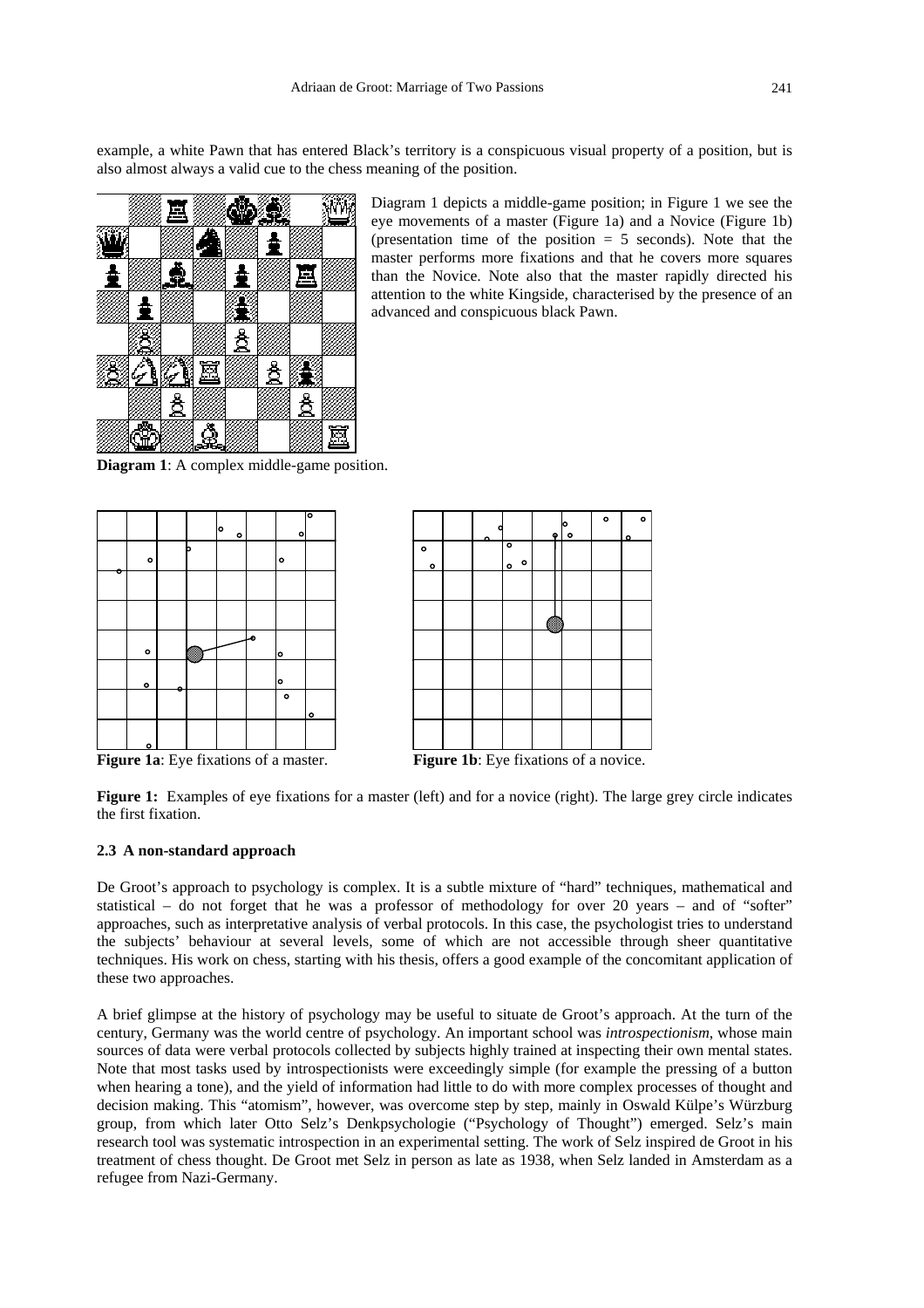example, a white Pawn that has entered Black's territory is a conspicuous visual property of a position, but is also almost always a valid cue to the chess meaning of the position.

Diagram 1 depicts a middle-game position; in Figure 1 we see the eye movements of a master (Figure 1a) and a Novice (Figure 1b) (presentation time of the position = 5 seconds). Note that the master performs more fixations and that he covers more squares than the Novice. Note also that the master rapidly directed his attention to the white Kingside, characterised by the presence of an advanced and conspicuous black Pawn.

**Diagram 1**: A complex middle-game position.

**Figure 1a**: Eye fixations of a master.

**Figure 1b**: Eye fixations of a novice.

**Figure 1:** Examples of eye fixations for a master (left) and for a novice (right). The large grey circle indicates the first fixation.

### 2.3 A non-standard approach

De Groot's approach to psychology is complex. It is a subtle mixture of "hard" techniques, mathematical and statistical – do not forget that he was a professor of methodology for over 20 years – and of "softer" approaches, such as interpretative analysis of verbal protocols. In this case, the psychologist tries to understand the subjects' behaviour at several levels, some of which are not accessible through sheer quantitative techniques. His work on chess, starting with his thesis, offers a good example of the concomitant application of these two approaches.

A brief glimpse at the history of psychology may be useful to situate de Groot's approach. At the turn of the century, Germany was the world centre of psychology. An important school was *introspectionism*, whose main sources of data were verbal protocols collected by subjects highly trained at inspecting their own mental states. Note that most tasks used by introspectionists were exceedingly simple (for example the pressing of a button when hearing a tone), and the yield of information had little to do with more complex processes of thought and decision making. This "atomism", however, was overcome step by step, mainly in Oswald Külpe's Würzburg group, from which later Otto Selz's Denkpsychologie ("Psychology of Thought") emerged. Selz's main research tool was systematic introspection in an experimental setting. The work of Selz inspired de Groot in his treatment of chess thought. De Groot met Selz in person as late as 1938, when Selz landed in Amsterdam as a refugee from Nazi-Germany.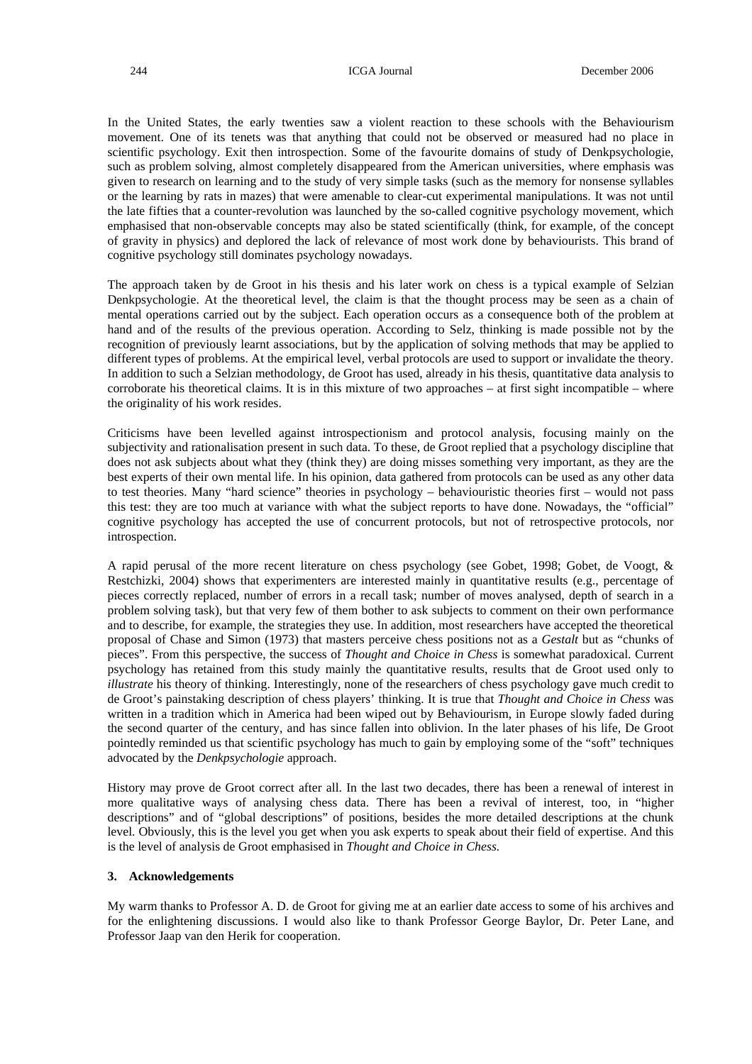In the United States, the early twenties saw a violent reaction to these schools with the Behaviourism movement. One of its tenets was that anything that could not be observed or measured had no place in scientific psychology. Exit then introspection. Some of the favourite domains of study of Denkpsychologie, such as problem solving, almost completely disappeared from the American universities, where emphasis was given to research on learning and to the study of very simple tasks (such as the memory for nonsense syllables or the learning by rats in mazes) that were amenable to clear-cut experimental manipulations. It was not until the late fifties that a counter-revolution was launched by the so-called cognitive psychology movement, which emphasised that non-observable concepts may also be stated scientifically (think, for example, of the concept of gravity in physics) and deplored the lack of relevance of most work done by behaviourists. This brand of cognitive psychology still dominates psychology nowadays.

The approach taken by de Groot in his thesis and his later work on chess is a typical example of Selzian Denkpsychologie. At the theoretical level, the claim is that the thought process may be seen as a chain of mental operations carried out by the subject. Each operation occurs as a consequence both of the problem at hand and of the results of the previous operation. According to Selz, thinking is made possible not by the recognition of previously learnt associations, but by the application of solving methods that may be applied to different types of problems. At the empirical level, verbal protocols are used to support or invalidate the theory. In addition to such a Selzian methodology, de Groot has used, already in his thesis, quantitative data analysis to corroborate his theoretical claims. It is in this mixture of two approaches – at first sight incompatible – where the originality of his work resides.

Criticisms have been levelled against introspectionism and protocol analysis, focusing mainly on the subjectivity and rationalisation present in such data. To these, de Groot replied that a psychology discipline that does not ask subjects about what they (think they) are doing misses something very important, as they are the best experts of their own mental life. In his opinion, data gathered from protocols can be used as any other data to test theories. Many "hard science" theories in psychology – behaviouristic theories first – would not pass this test: they are too much at variance with what the subject reports to have done. Nowadays, the "official" cognitive psychology has accepted the use of concurrent protocols, but not of retrospective protocols, nor introspection.

A rapid perusal of the more recent literature on chess psychology (see Gobet, 1998; Gobet, de Voogt, & Restchizki, 2004) shows that experimenters are interested mainly in quantitative results (e.g., percentage of pieces correctly replaced, number of errors in a recall task; number of moves analysed, depth of search in a problem solving task), but that very few of them bother to ask subjects to comment on their own performance and to describe, for example, the strategies they use. In addition, most researchers have accepted the theoretical proposal of Chase and Simon (1973) that masters perceive chess positions not as a *Gestalt* but as "chunks of pieces". From this perspective, the success of *Thought and Choice in Chess* is somewhat paradoxical. Current psychology has retained from this study mainly the quantitative results, results that de Groot used only to *illustrate* his theory of thinking. Interestingly, none of the researchers of chess psychology gave much credit to de Groot's painstaking description of chess players' thinking. It is true that *Thought and Choice in Chess* was written in a tradition which in America had been wiped out by Behaviourism, in Europe slowly faded during the second quarter of the century, and has since fallen into oblivion. In the later phases of his life, De Groot pointedly reminded us that scientific psychology has much to gain by employing some of the "soft" techniques advocated by the *Denkpsychologie* approach.

History may prove de Groot correct after all. In the last two decades, there has been a renewal of interest in more qualitative ways of analysing chess data. There has been a revival of interest, too, in "higher descriptions" and of "global descriptions" of positions, besides the more detailed descriptions at the chunk level. Obviously, this is the level you get when you ask experts to speak about their field of expertise. And this is the level of analysis de Groot emphasised in *Thought and Choice in Chess.*

## 3. Acknowledgements

My warm thanks to Professor A. D. de Groot for giving me at an earlier date access to some of his archives and for the enlightening discussions. I would also like to thank Professor George Baylor, Dr. Peter Lane, and Professor Jaap van den Herik for cooperation.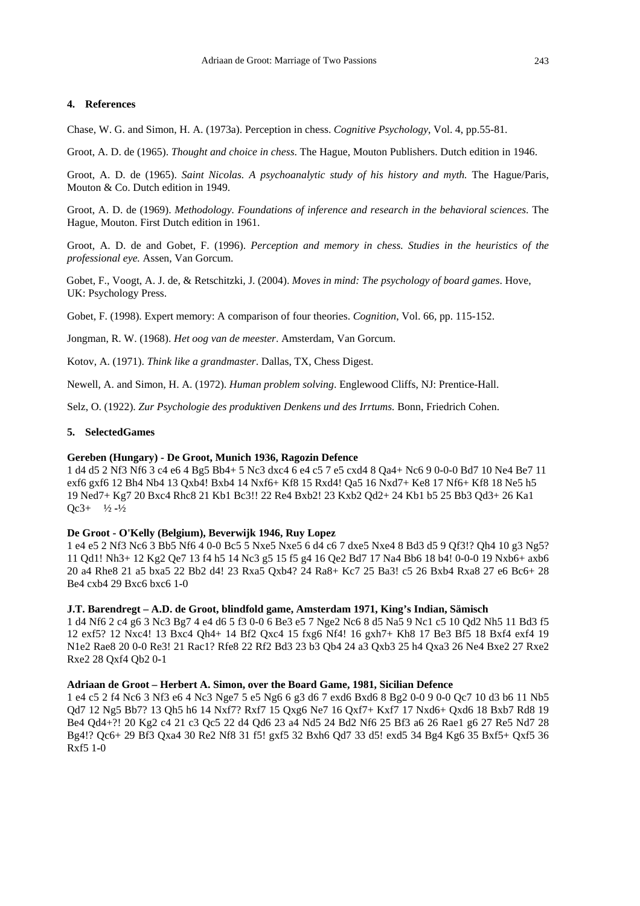## 4. References

Chase, W. G. and Simon, H. A. (1973a). Perception in chess. *Cognitive Psychology*, Vol. 4, pp.55-81.

Groot, A. D. de (1965). *Thought and choice in chess*. The Hague, Mouton Publishers. Dutch edition in 1946.

Groot, A. D. de (1965). *Saint Nicolas. A psychoanalytic study of his history and myth.* The Hague/Paris, Mouton & Co. Dutch edition in 1949.

Groot, A. D. de (1969). *Methodology. Foundations of inference and research in the behavioral sciences.* The Hague, Mouton. First Dutch edition in 1961.

Groot, A. D. de and Gobet, F. (1996). *Perception and memory in chess. Studies in the heuristics of the professional eye.* Assen, Van Gorcum.

Gobet, F., Voogt, A. J. de, & Retschitzki, J. (2004). *Moves in mind: The psychology of board games*. Hove, UK: Psychology Press.

Gobet, F. (1998). Expert memory: A comparison of four theories. *Cognition*, Vol. 66, pp. 115-152.

Jongman, R. W. (1968). *Het oog van de meester*. Amsterdam, Van Gorcum.

Kotov, A. (1971). *Think like a grandmaster*. Dallas, TX, Chess Digest.

Newell, A. and Simon, H. A. (1972). *Human problem solving*. Englewood Cliffs, NJ: Prentice-Hall.

Selz, O. (1922). *Zur Psychologie des produktiven Denkens und des Irrtums.* Bonn, Friedrich Cohen.

## 5. SelectedGames

**Gereben (Hungary) - De Groot, Munich 1936, Ragozin Defence**

1 d4 d5 2 Nf3 Nf6 3 c4 e6 4 Bg5 Bb4+ 5 Nc3 dxc4 6 e4 c5 7 e5 cxd4 8 Qa4+ Nc6 9 0-0-0 Bd7 10 Ne4 Be7 11 exf6 gxf6 12 Bh4 Nb4 13 Qxb4! Bxb4 14 Nxf6+ Kf8 15 Rxd4! Qa5 16 Nxd7+ Ke8 17 Nf6+ Kf8 18 Ne5 h5 19 Ned7+ Kg7 20 Bxc4 Rhc8 21 Kb1 Bc3!! 22 Re4 Bxb2! 23 Kxb2 Qd2+ 24 Kb1 b5 25 Bb3 Qd3+ 26 Ka1 Qc3+ ½ -½

**De Groot - O'Kelly (Belgium), Beverwijk 1946, Ruy Lopez**

1 e4 e5 2 Nf3 Nc6 3 Bb5 Nf6 4 0-0 Bc5 5 Nxe5 Nxe5 6 d4 c6 7 dxe5 Nxe4 8 Bd3 d5 9 Qf3!? Qh4 10 g3 Ng5? 11 Qd1! Nh3+ 12 Kg2 Qe7 13 f4 h5 14 Nc3 g5 15 f5 g4 16 Qe2 Bd7 17 Na4 Bb6 18 b4! 0-0-0 19 Nxb6+ axb6 20 a4 Rhe8 21 a5 bxa5 22 Bb2 d4! 23 Rxa5 Qxb4? 24 Ra8+ Kc7 25 Ba3! c5 26 Bxb4 Rxa8 27 e6 Bc6+ 28 Be4 cxb4 29 Bxc6 bxc6 1-0

**J.T. Barendregt – A.D. de Groot, blindfold game, Amsterdam 1971, King's Indian, Sämisch**

1 d4 Nf6 2 c4 g6 3 Nc3 Bg7 4 e4 d6 5 f3 0-0 6 Be3 e5 7 Nge2 Nc6 8 d5 Na5 9 Nc1 c5 10 Qd2 Nh5 11 Bd3 f5 12 exf5? 12 Nxc4! 13 Bxc4 Qh4+ 14 Bf2 Qxc4 15 fxg6 Nf4! 16 gxh7+ Kh8 17 Be3 Bf5 18 Bxf4 exf4 19 N1e2 Rae8 20 0-0 Re3! 21 Rac1? Rfe8 22 Rf2 Bd3 23 b3 Qb4 24 a3 Qxb3 25 h4 Qxa3 26 Ne4 Bxe2 27 Rxe2 Rxe2 28 Qxf4 Qb2 0-1

**Adriaan de Groot – Herbert A. Simon, over the Board Game, 1981, Sicilian Defence**

1 e4 c5 2 f4 Nc6 3 Nf3 e6 4 Nc3 Nge7 5 e5 Ng6 6 g3 d6 7 exd6 Bxd6 8 Bg2 0-0 9 0-0 Qc7 10 d3 b6 11 Nb5 Qd7 12 Ng5 Bb7? 13 Qh5 h6 14 Nxf7? Rxf7 15 Qxg6 Ne7 16 Qxf7+ Kxf7 17 Nxd6+ Qxd6 18 Bxb7 Rd8 19 Be4 Qd4+?! 20 Kg2 c4 21 c3 Qc5 22 d4 Qd6 23 a4 Nd5 24 Bd2 Nf6 25 Bf3 a6 26 Rae1 g6 27 Re5 Nd7 28 Bg4!? Qc6+ 29 Bf3 Qxa4 30 Re2 Nf8 31 f5! gxf5 32 Bxh6 Qd7 33 d5! exd5 34 Bg4 Kg6 35 Bxf5+ Qxf5 36 Rxf5 1-0